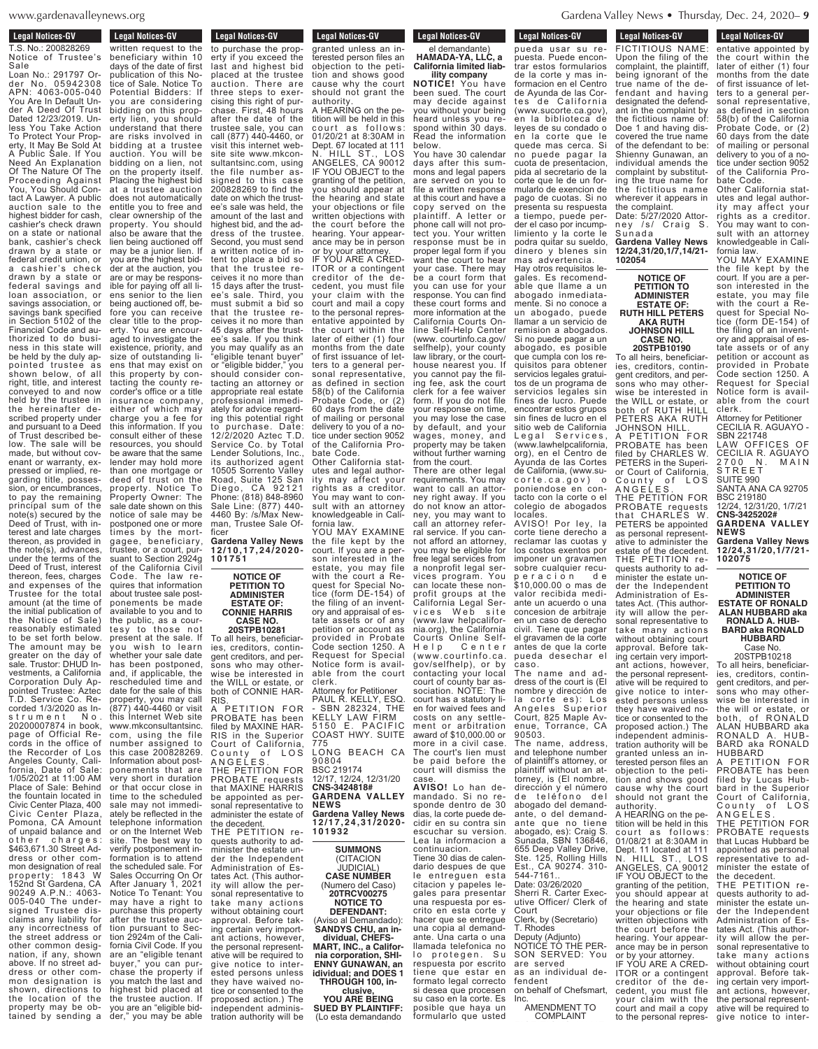**Legal Notices-GV**

T.S. No.: 200828269
Notice of Trustee's Sale

Loan No.: 291797 Order No. 05942308 APN: 4063-005-040 You Are In Default Under A Deed Of Trust Dated 12/23/2019. Unless You Take Action To Protect Your Property, It May Be Sold At A Public Sale. If You Need An Explanation Of The Nature Of The Proceeding Against You, You Should Contact A Lawyer. A public auction sale to the highest bidder for cash, cashier's check drawn on a state or national bank, cashier's check drawn by a state or federal credit union, or a cashier's check drawn by a state or federal savings and loan association, or savings association, or savings bank specified in Section 5102 of the Financial Code and authorized to do business in this state will be held by the duly appointed trustee as shown below, of all right, title, and interest conveyed to and now held by the trustee in the hereinafter described property under and pursuant to a Deed of Trust described below. The sale will be made, but without covenant or warranty, expressed or implied, regarding title, possession, or encumbrances, to pay the remaining principal sum of the note(s) secured by the Deed of Trust, with interest and late charges thereon, as provided in the note(s), advances, under the terms of the Deed of Trust, interest thereon, fees, charges and expenses of the Trustee for the total amount (at the time of the initial publication of the Notice of Sale) reasonably estimated to be set forth below. The amount may be greater on the day of sale. Trustor: DHUD Investments, a California Corporation Duly Appointed Trustee: Aztec T.D. Service Co. Recorded 1/3/2020 as Instrument No. 20200007874 in book, page of Official Records in the office of the Recorder of Los Angeles County, California, Date of Sale: 1/05/2021 at 11:00 AM Place of Sale: Behind the fountain located in Civic Center Plaza, 400 Civic Center Plaza, Pomona, CA Amount of unpaid balance and other charges: $463,671.30 Street Address or other common designation of real property: 1843 W 152nd St Gardena, CA 90249 A.P.N.: 4063-005-040 The undersigned Trustee disclaims any liability for any incorrectness of the street address or other common designation, if any, shown above. If no street address or other common designation is shown, directions to the location of the property may be obtained by sending a written request to the beneficiary within 10 days of the date of first publication of this Notice of Sale. Notice To Potential Bidders: If you are considering bidding on this property lien, you should understand that there are risks involved in bidding at a trustee auction. You will be bidding on a lien, not on the property itself. Placing the highest bid at a trustee auction does not automatically entitle you to free and clear ownership of the property. You should also be aware that the lien being auctioned off may be a junior lien. If you are the highest bidder at the auction, you are or may be responsible for paying off all liens senior to the lien being auctioned off, before you can receive clear title to the property. You are encouraged to investigate the existence, priority, and size of outstanding liens that may exist on this property by contacting the county recorder's office or a title insurance company, either of which may charge you a fee for this information. If you consult either of these resources, you should be aware that the same lender may hold more than one mortgage or deed of trust on the property. Notice To Property Owner: The sale date shown on this notice of sale may be postponed one or more times by the mortgagee, beneficiary, trustee, or a court, pursuant to Section 2924g of the California Civil Code. The law requires that information about trustee sale postponements be made available to you and to the public, as a courtesy to those not present at the sale. If you wish to learn whether your sale date has been postponed, and, if applicable, the rescheduled time and date for the sale of this property, you may call (877) 440-4460 or visit this Internet Web site www.mkconsultantsinc.com, using the file number assigned to this case 200828269. Information about postponements that are very short in duration or that occur close in time to the scheduled sale may not immediately be reflected in the telephone information or on the Internet Web site. The best way to verify postponement information is to attend the scheduled sale. For Sales Occurring On Or After January 1, 2021 Notice To Tenant: You may have a right to purchase this property after the trustee auction pursuant to Section 2924m of the California Civil Code. If you are an "eligible tenant buyer," you can purchase the property if you match the last and highest bid placed at the trustee auction. If you are an "eligible bidder," you may be able to purchase the property if you exceed the last and highest bid placed at the trustee auction. There are three steps to exercising this right of purchase. First, 48 hours after the date of the trustee sale, you can call (877) 440-4460, or visit this internet website site www.mkconsultantsinc.com, using the file number assigned to this case 200828269 to find the date on which the trustee's sale was held, the amount of the last and highest bid, and the address of the trustee. Second, you must send a written notice of intent to place a bid so that the trustee receives it no more than 15 days after the trustee's sale. Third, you must submit a bid so that the trustee receives it no more than 45 days after the trustee's sale. If you think you may qualify as an "eligible tenant buyer" or "eligible bidder," you should consider contacting an attorney or appropriate real estate professional immediately for advice regarding this potential right to purchase. Date: 12/2/2020 Aztec T.D. Service Co. by Total Lender Solutions, Inc., its authorized agent 10505 Sorrento Valley Road, Suite 125 San Diego, CA 92121 Phone: (818) 848-8960 Sale Line: (877) 440-4460 By: /s/Max Newman, Trustee Sale Officer

**Gardena Valley News 12/10,17,24/2020-101751**

**NOTICE OF PETITION TO ADMINISTER ESTATE OF: CONNIE HARRIS CASE NO. 20STPB10281**

To all heirs, beneficiaries, creditors, contingent creditors, and persons who may otherwise be interested in the WILL or estate, or both of CONNIE HARRIS.

A PETITION FOR PROBATE has been filed by MAXINE HARRIS in the Superior Court of California, County of LOS ANGELES.

THE PETITION FOR PROBATE requests that MAXINE HARRIS be appointed as personal representative to administer the estate of the decedent.

THE PETITION requests authority to administer the estate under the Independent Administration of Estates Act. (This authority will allow the personal representative to take many actions without obtaining court approval. Before taking certain very important actions, however, the personal representative will be required to give notice to interested persons unless they have waived notice or consented to the proposed action.) The independent administration authority will be granted unless an interested person files an objection to the petition and shows good cause why the court should not grant the authority.

A HEARING on the petition will be held in this court as follows: 01/20/21 at 8:30AM in Dept. 67 located at 111 N. HILL ST., LOS ANGELES, CA 90012

IF YOU OBJECT to the granting of the petition, you should appear at the hearing and state your objections or file written objections with the court before the hearing. Your appearance may be in person or by your attorney.

IF YOU ARE A CREDITOR or a contingent creditor of the decedent, you must file your claim with the court and mail a copy to the personal representative appointed by the court within the later of either (1) four months from the date of first issuance of letters to a general personal representative, as defined in section 58(b) of the California Probate Code, or (2) 60 days from the date of mailing or personal delivery to you of a notice under section 9052 of the California Probate Code.

Other California statutes and legal authority may affect your rights as a creditor. You may want to consult with an attorney knowledgeable in California law.

YOU MAY EXAMINE the file kept by the court. If you are a person interested in the estate, you may file with the court a Request for Special Notice (form DE-154) of the filing of an inventory and appraisal of estate assets or of any petition or account as provided in Probate Code section 1250. A Request for Special Notice form is available from the court clerk.

Attorney for Petitioner
PAUL R. KELLY, ESQ. - SBN 282324, THE KELLY LAW FIRM
5150 E. PACIFIC COAST HWY. SUITE 775
LONG BEACH CA 90804
BSC 219174
12/17, 12/24, 12/31/20
**CNS-3424818#**
**GARDENA VALLEY NEWS**
**Gardena Valley News 12/17,24,31/2020-101932**

**SUMMONS**
(CITACION JUDICIAL)
**CASE NUMBER**
(Numero del Caso)
**20TRCV00275**
**NOTICE TO DEFENDANT:**
(Aviso al Demandado):
**SANDYS CHU, an individual, CHEFS-MART, INC., a California corporation, SHIENNY GUNAWAN, an idividual; and DOES 1 THROUGH 100, inclusive,**
**YOU ARE BEING SUED BY PLAINTIFF:**
(Lo esta demandando el demandante)
**HAMADA-YA, LLC, a California limited liability company**

**NOTICE!** You have been sued. The court may decide against you without your being heard unless you respond within 30 days. Read the information below.

You have 30 calendar days after this summons and legal papers are served on you to file a written response at this court and have a copy served on the plaintiff. A letter or phone call will not protect you. Your written response must be in proper legal form if you want the court to hear your case. There may be a court form that you can use for your response. You can find these court forms and more information at the California Courts Online Self-Help Center (www. courtinfo.ca.gov/selfhelp), your county law library, or the courthouse nearest you. If you cannot pay the filing fee, ask the court clerk for a fee waiver form. If you do not file your response on time, you may lose the case by default, and your wages, money, and property may be taken without further warning from the court.

There are other legal requirements. You may want to call an attorney right away. If you do not know an attorney, you may want to call an attorney referral service. If you cannot afford an attorney, you may be eligible for free legal services from a nonprofit legal services program. You can locate these nonprofit groups at the California Legal Services Web site (www.law helpcalifornia.org), the California Courts Online Self-Help Center (www.courtinfo.ca.gov/selfhelp), or by contacting your local court or county bar association. NOTE: The court has a statutory lien for waived fees and costs on any settlement or arbitration award of $10,000.00 or more in a civil case. The court's lien must be paid before the court will dismiss the case.

**AVISO!** Lo han demandado. Si no responde dentro de 30 dias, la corte puede decidir en su contra sin escuchar su version. Lea la informacion a continuacion.

Tiene 30 dias de calendario despues de que le entreguen esta citacion y papeles legales para presentar una respuesta por escrito en esta corte y hacer que se entregue una copia al demandante. Una carta o una llamada telefonica no lo protegen. Su respuesta por escrito tiene que estar en formato legal correcto si desea que procesen su caso en la corte. Es posible que haya un formulario que usted pueda usar su respuesta. Puede encontrar estos formularios de la corte y mas informacion en el Centro de Ayuda de las Cortes de California (www.sucorte.ca.gov), en la biblioteca de leyes de su condado o en la corte que le quede mas cerca. Si no puede pagar la cuota de presentacion, pida al secretario de la corte que le de un formulario de exencion de pago de cuotas. Si no presenta su respuesta a tiempo, puede perder el caso por incumplimiento y la corte le podra quitar su sueldo, dinero y blenes sin mas advertencia.

Hay otros requisitos legales. Es recomendable que llame a un abogado inmediatamente. Si no conoce a un abogado, puede llamar a un servicio de remision a abogados. Si no puede pagar a un abogado, es posible que cumpla con los requisitos para obtener servicios legales gratuitos de un programa de servicios legales sin fines de lucro. Puede encontrar estos grupos sin fines de lucro en el sitio web de California Legal Services, (www.lawhelpcalifornia, org), en el Centro de Ayunda de las Cortes de California, (www.sucorte.ca.gov) o poniendose en contacto con la corte o el colegio de abogados locales.

AVISO! Por ley, la corte tiene derecho a reclamar las cuotas y los costos exentos por imponer un gravamen sobre cualquier recuperacion de $10,000.00 o mas de valor recibida mediante un acuerdo o una concesion de arbitraje en un caso de derecho civil. Tiene que pagar el gravamen de la corte antes de que la corte pueda desechar el caso.

The name and address of the court is (El nombre y dirección de la corte es): Los Angeles Superior Court, 825 Maple Avenue, Torrance, CA 90503.

The name, address, and telephone number of plaintiff's attorney, or plaintiff without an attorney, is (El nombre, dirección y el número de teléfono del abogado del demandante, o del demandante que no tiene abogado, es): Craig S. Sunada, SBN 136846, 655 Deep Valley Drive, Ste. 125, Rolling Hills Est., CA 90274. 310-544-7161..

Date: 03/26/2020
Sherri R. Carter Executive Officer/ Clerk of Court
Clerk, by (Secretario)
T. Rhodes
Deputy (Adjunto)
NOTICE TO THE PERSON SERVED: You are served
as an individual defendent
on behalf of Chefsmart, Inc.
AMENDMENT TO COMPLAINT

FICTITIOUS NAME: Upon the filing of the complaint, the plaintiff, being ignorant of the true name of the defendant and having designated the defendant in the complaint by the fictitious name of: Doe 1 and having discovered the true name of the defendant to be: Shienny Gunawan, an individual amends the complaint by substituting the true name for the fictitious name wherever it appears in the complaint.
Date: 5/27/2020 Attorney /s/ Craig S. Sunada
**Gardena Valley News 12/24,31/20,1/7,14/21-102054**

**NOTICE OF PETITION TO ADMINISTER ESTATE OF: RUTH HILL PETERS AKA RUTH JOHNSON HILL CASE NO. 20STPB10190**

To all heirs, beneficiaries, creditors, contingent creditors, and persons who may otherwise be interested in the WILL or estate, or both of RUTH HILL PETERS AKA RUTH JOHNSON HILL.

A PETITION FOR PROBATE has been filed by CHARLES W. PETERS in the Superior Court of California, County of LOS ANGELES.

THE PETITION FOR PROBATE requests that CHARLES W. PETERS be appointed as personal representative to administer the estate of the decedent.

THE PETITION requests authority to administer the estate under the Independent Administration of Estates Act. (This authority will allow the personal representative to take many actions without obtaining court approval. Before taking certain very important actions, however, the personal representative will be required to give notice to interested persons unless they have waived notice or consented to the proposed action.) The independent administration authority will be granted unless an interested person files an objection to the petition and shows good cause why the court should not grant the authority.

A HEARING on the petition will be held in this court as follows: 01/08/21 at 8:30AM in Dept. 11 located at 111 N. HILL ST., LOS ANGELES, CA 90012

IF YOU OBJECT to the granting of the petition, you should appear at the hearing and state your objections or file written objections with the court before the hearing. Your appearance may be in person or by your attorney.

IF YOU ARE A CREDITOR or a contingent creditor of the decedent, you must file your claim with the court and mail a copy to the personal representative appointed by the court within the later of either (1) four months from the date of first issuance of letters to a general personal representative, as defined in section 58(b) of the California Probate Code, or (2) 60 days from the date of mailing or personal delivery to you of a notice under section 9052 of the California Probate Code.

Other California statutes and legal authority may affect your rights as a creditor. You may want to consult with an attorney knowledgeable in California law.

YOU MAY EXAMINE the file kept by the court. If you are a person interested in the estate, you may file with the court a Request for Special Notice (form DE-154) of the filing of an inventory and appraisal of estate assets or of any petition or account as provided in Probate Code section 1250. A Request for Special Notice form is available from the court clerk.

Attorney for Petitioner
CECILIA R. AGUAYO - SBN 221748
LAW OFFICES OF CECILIA R. AGUAYO
2700 N. MAIN STREET
SUITE 900
SANTA ANA CA 92705
BSC 219180
12/24, 12/31/20, 1/7/21
**CNS-3425202#**
**GARDENA VALLEY NEWS**
**Gardena Valley News 12/24,31/20,1/7/21-102075**

**NOTICE OF PETITION TO ADMINISTER ESTATE OF RONALD ALAN HUBBARD aka RONALD A. HUBBARD aka RONALD HUBBARD**
Case No.
20STPB10218

To all heirs, beneficiaries, creditors, contingent creditors, and persons who may otherwise be interested in the will or estate, or both, of RONALD ALAN HUBBARD aka RONALD A. HUBBARD aka RONALD HUBBARD

A PETITION FOR PROBATE has been filed by Lucas Hubbard in the Superior Court of California, County of LOS ANGELES.

THE PETITION FOR PROBATE requests that Lucas Hubbard be appointed as personal representative to administer the estate of the decedent.

THE PETITION requests authority to administer the estate under the Independent Administration of Estates Act. (This authority will allow the personal representative to take many actions without obtaining court approval. Before taking certain very important actions, however, the personal representative will be required to give notice to inter-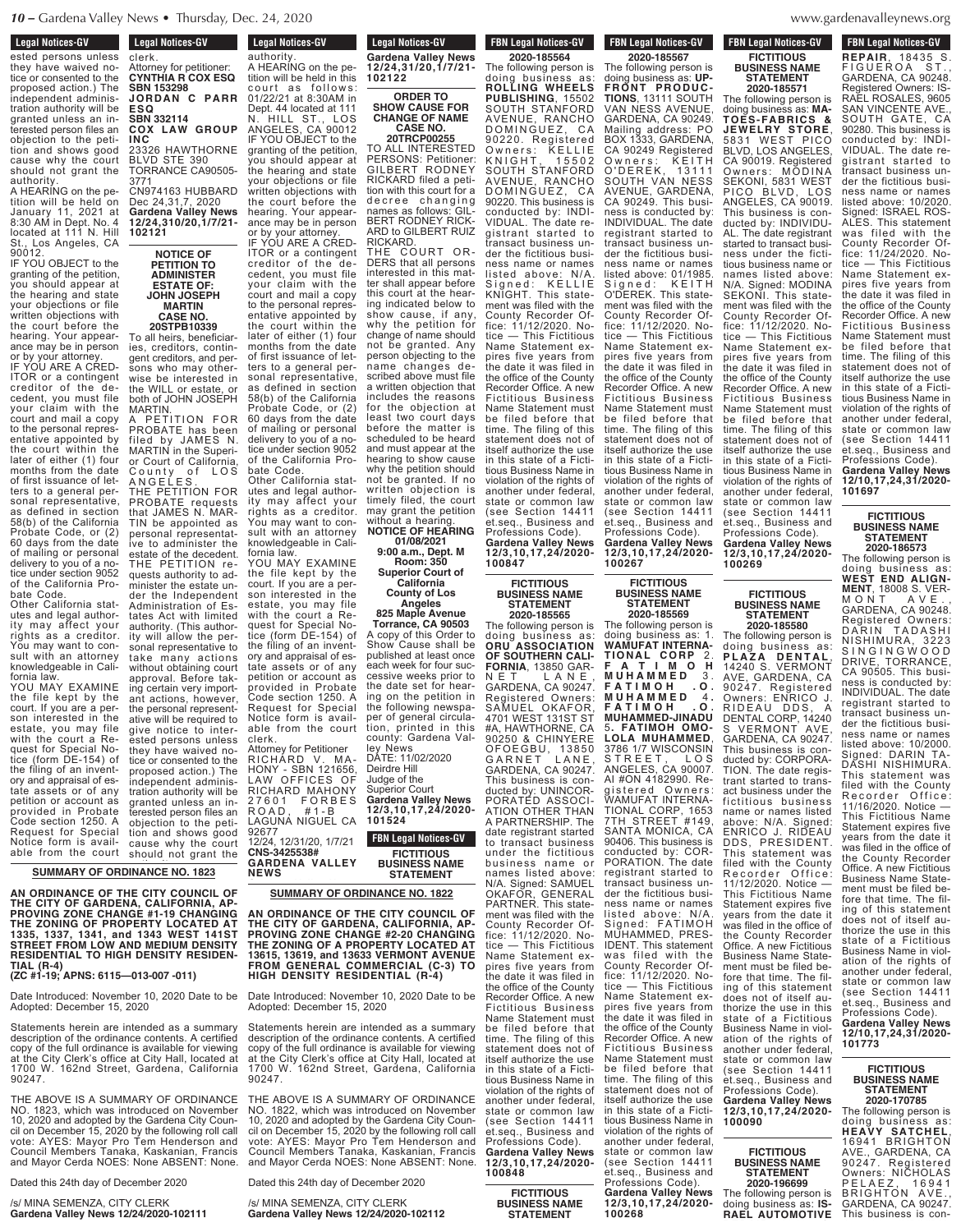## Legal Notices-GV

ested persons unless they have waived notice or consented to the proposed action.) The independent administration authority will be granted unless an interested person files an objection to the petition and shows good cause why the court should not grant the authority.

A HEARING on the petition will be held on January 11, 2021 at 8:30 AM in Dept. No. 4 located at 111 N. Hill St., Los Angeles, CA 90012.

IF YOU OBJECT to the granting of the petition, you should appear at the hearing and state your objections or file written objections with the court before the hearing. Your appearance may be in person or by your attorney.

IF YOU ARE A CREDITOR or a contingent creditor of the decedent, you must file your claim with the court and mail a copy to the personal representative appointed by the court within the later of either (1) four months from the date of first issuance of letters to a general personal representative, as defined in section 58(b) of the California Probate Code, or (2) 60 days from the date of mailing or personal delivery to you of a notice under section 9052 of the California Probate Code.

Other California statutes and legal authority may affect your rights as a creditor. You may want to consult with an attorney knowledgeable in California law.

YOU MAY EXAMINE the file kept by the court. If you are a person interested in the estate, you may file with the court a Request for Special Notice (form DE-154) of the filing of an inventory and appraisal of estate assets or of any petition or account as provided in Probate Code section 1250. A Request for Special Notice form is available from the court clerk.

Attorney for petitioner:
**CYNTHIA R COX ESQ SBN 153298**
**JORDAN C PARR ESQ SBN 332114**
**COX LAW GROUP INC**
23326 HAWTHORNE BLVD STE 390
TORRANCE CA90505-3771
CN974163 HUBBARD Dec 24,31,7, 2020
**Gardena Valley News 12/24,310/20,1/7/21-102121**

## Legal Notices-GV

**NOTICE OF PETITION TO ADMINISTER ESTATE OF: JOHN JOSEPH MARTIN CASE NO. 20STPB10339**

To all heirs, beneficiaries, creditors, contingent creditors, and persons who may otherwise be interested in the WILL or estate, or both of JOHN JOSEPH MARTIN.

A PETITION FOR PROBATE has been filed by JAMES N. MARTIN in the Superior Court of California, County of LOS ANGELES.

THE PETITION FOR PROBATE requests that JAMES N. MARTIN be appointed as personal representative to administer the estate of the decedent.

THE PETITION requests authority to administer the estate under the Independent Administration of Estates Act with limited authority. (This authority will allow the personal representative to take many actions without obtaining court approval. Before taking certain very important actions, however, the personal representative will be required to give notice to interested persons unless they have waived notice or consented to the proposed action.) The independent administration authority will be granted unless an interested person files an objection to the petition and shows good cause why the court should not grant the authority.

A HEARING on the petition will be held in this court as follows: 01/22/21 at 8:30AM in Dept. 44 located at 111 N. HILL ST., LOS ANGELES, CA 90012

IF YOU OBJECT to the granting of the petition, you should appear at the hearing and state your objections or file written objections with the court before the hearing. Your appearance may be in person or by your attorney.

IF YOU ARE A CREDITOR or a contingent creditor of the decedent, you must file your claim with the court and mail a copy to the personal representative appointed by the court within the later of either (1) four months from the date of first issuance of letters to a general personal representative, as defined in section 58(b) of the California Probate Code, or (2) 60 days from the date of mailing or personal delivery to you of a notice under section 9052 of the California Probate Code.

Other California statutes and legal authority may affect your rights as a creditor. You may want to consult with an attorney knowledgeable in California law.

YOU MAY EXAMINE the file kept by the court. If you are a person interested in the estate, you may file with the court a Request for Special Notice (form DE-154) of the filing of an inventory and appraisal of estate assets or of any petition or account as provided in Probate Code section 1250. A Request for Special Notice form is available from the court clerk.

Attorney for Petitioner
RICHARD V. MAHONY - SBN 121656, LAW OFFICES OF RICHARD MAHONY
27601 FORBES ROAD, #1-B
LAGUNA NIGUEL CA 92677
12/24, 12/31/20, 1/7/21
**CNS-3425538#**
**GARDENA VALLEY NEWS**

## Legal Notices-GV

**Gardena Valley News 12/24,31/20,1/7/21-102122**

**ORDER TO SHOW CAUSE FOR CHANGE OF NAME CASE NO. 20TRCP00255**

TO ALL INTERESTED PERSONS: Petitioner: GILBERT RODNEY RICKARD filed a petition with this court for a decree changing names as follows: GILBERT RODNEY RICKARD to GILBERT RUIZ RICKARD.

THE COURT ORDERS that all persons interested in this matter shall appear before this court at the hearing indicated below to show cause, if any, why the petition for change of name should not be granted. Any person objecting to the name changes described above must file a written objection that includes the reasons for the objection at least two court days before the matter is scheduled to be heard and must appear at the hearing to show cause why the petition should not be granted. If no written objection is timely filed, the court may grant the petition without a hearing.

**NOTICE OF HEARING 01/08/2021 9:00 a.m., Dept. M Room: 350 Superior Court of California County of Los Angeles 825 Maple Avenue Torrance, CA 90503**

A copy of this Order to Show Cause shall be published at least once each week for four successive weeks prior to the date set for hearing on the petition in the following newspaper of general circulation, printed in this county: Gardena Valley News

DATE: 11/02/2020
Deirdre Hill
Judge of the Superior Court
**Gardena Valley News 12/3,10,17,24/2020-101524**

## FBN Legal Notices-GV

**FICTITIOUS BUSINESS NAME STATEMENT 2020-185564**

The following person is doing business as: **ROLLING WHEELS PUBLISHING**, 15502 SOUTH STANFORD AVENUE, RANCHO DOMINGUEZ, CA 90220. Registered Owners: KELLIE KNIGHT, 15502 SOUTH STANFORD AVENUE, RANCHO DOMINGUEZ, CA 90220. This business is conducted by: INDIVIDUAL. The date registrant started to transact business under the fictitious business name or names listed above: N/A. Signed: KELLIE KNIGHT. This statement was filed with the County Recorder Office: 11/12/2020. Notice — This Fictitious Name Statement expires five years from the date it was filed in the office of the County Recorder Office. A new Fictitious Business Name Statement must be filed before that time. The filing of this statement does not of itself authorize the use in this state of a Fictitious Business Name in violation of the rights of another under federal, state or common law (see Section 14411 et.seq., Business and Professions Code).
**Gardena Valley News 12/3,10,17,24/2020-100847**

**FICTITIOUS BUSINESS NAME STATEMENT 2020-185565**

The following person is doing business as: **ORU ASSOCIATION OF SOUTHERN CALIFORNIA**, 13850 GARNET LANE, GARDENA, CA 90247. Registered Owners: SAMUEL OKAFOR, 4701 WEST 131ST ST #A, HAWTHORNE, CA 90250 & CHINYERE OFOEGBU, 13850 GARNET LANE, GARDENA, CA 90247. This business is conducted by: UNINCORPORATED ASSOCIATION OTHER THAN A PARTNERSHIP. The date registrant started to transact business under the fictitious business name or names listed above: N/A. Signed: SAMUEL OKAFOR, GENERAL PARTNER. This statement was filed with the County Recorder Office: 11/12/2020. Notice — This Fictitious Name Statement expires five years from the date it was filed in the office of the County Recorder Office. A new Fictitious Business Name Statement must be filed before that time. The filing of this statement does not of itself authorize the use in this state of a Fictitious Business Name in violation of the rights of another under federal, state or common law (see Section 14411 et.seq., Business and Professions Code).
**Gardena Valley News 12/3,10,17,24/2020-100848**

**FICTITIOUS BUSINESS NAME STATEMENT 2020-185567**

The following person is doing business as: **UP-FRONT PRODUCTIONS**, 13111 SOUTH VAN NESS AVENUE, GARDENA, CA 90249. Mailing address: PO BOX 1333, GARDENA, CA 90249 Registered Owners: KEITH O'DEREK, 13111 SOUTH VAN NESS AVENUE, GARDENA, CA 90249. This business is conducted by: INDIVIDUAL. The date registrant started to transact business under the fictitious business name or names listed above: 01/1985. Signed: KEITH O'DEREK. This statement was filed with the County Recorder Office: 11/12/2020. Notice — This Fictitious Name Statement expires five years from the date it was filed in the office of the County Recorder Office. A new Fictitious Business Name Statement must be filed before that time. The filing of this statement does not of itself authorize the use in this state of a Fictitious Business Name in violation of the rights of another under federal, state or common law (see Section 14411 et.seq., Business and Professions Code).
**Gardena Valley News 12/3,10,17,24/2020-100267**

**FICTITIOUS BUSINESS NAME STATEMENT 2020-185569**

The following person is doing business as: 1. **WAMUFAT INTERNATIONAL CORP** 2. **FATIMOH MUHAMMED** 3. **FATIMOH .O. MUHAMMED** 4. **FATIMOH .O. MUHAMMED-JINADU** 5. **FATIMOH OMOLOLA MUHAMMED**, 3786 1/7 WISCONSIN STREET, LOS ANGELES, CA 90007. AI #ON 4182990. Registered Owners: WAMUFAT INTERNATIONAL CORP, 1653 7TH STREET #149, SANTA MONICA, CA 90406. This business is conducted by: CORPORATION. The date registrant started to transact business under the fictitious business name or names listed above: N/A. Signed: FATIMOH MUHAMMED, PRESIDENT. This statement was filed with the County Recorder Office: 11/12/2020. Notice — This Fictitious Name Statement expires five years from the date it was filed in the office of the County Recorder Office. A new Fictitious Business Name Statement must be filed before that time. The filing of this statement does not of itself authorize the use in this state of a Fictitious Business Name in violation of the rights of another under federal, state or common law (see Section 14411 et.seq., Business and Professions Code).
**Gardena Valley News 12/3,10,17,24/2020-100268**

**FICTITIOUS BUSINESS NAME STATEMENT 2020-185571**

The following person is doing business as: **MA-TOES-FABRICS & JEWELRY STORE**, 5831 WEST PICO BLVD, LOS ANGELES, CA 90019. Registered Owners: MODINA SEKONI, 5831 WEST PICO BLVD, LOS ANGELES, CA 90019. This business is conducted by: INDIVIDUAL. The date registrant started to transact business under the fictitious business name or names listed above: N/A. Signed: MODINA SEKONI. This statement was filed with the County Recorder Office: 11/12/2020. Notice — This Fictitious Name Statement expires five years from the date it was filed in the office of the County Recorder Office. A new Fictitious Business Name Statement must be filed before that time. The filing of this statement does not of itself authorize the use in this state of a Fictitious Business Name in violation of the rights of another under federal, state or common law (see Section 14411 et.seq., Business and Professions Code).
**Gardena Valley News 12/3,10,17,24/2020-100269**

**FICTITIOUS BUSINESS NAME STATEMENT 2020-185580**

The following person is doing business as: **PLAZA DENTAL**, 14240 S. VERMONT AVE., GARDENA, CA 90247. Registered Owners: ENRICO J. RIDEAU DDS, A DENTAL CORP, 14240 S VERMONT AVE, GARDENA, CA 90247. This business is conducted by: CORPORATION. The date registrant started to transact business under the fictitious business name or names listed above: N/A. Signed: ENRICO J. RIDEAU DDS, PRESIDENT. This statement was filed with the County Recorder Office: 11/12/2020. Notice — This Fictitious Name Statement expires five years from the date it was filed in the office of the County Recorder Office. A new Fictitious Business Name Statement must be filed before that time. The filing of this statement does not of itself authorize the use in this state of a Fictitious Business Name in violation of the rights of another under federal, state or common law (see Section 14411 et.seq., Business and Professions Code).
**Gardena Valley News 12/3,10,17,24/2020-100090**

**FICTITIOUS BUSINESS NAME STATEMENT 2020-196699**

The following person is doing business as: **ISRAEL AUTOMOTIVE REPAIR**, 18435 S. FIGUEROA ST., GARDENA, CA 90248. Registered Owners: ISRAEL ROSALES, 9605 SAN VINCENTE AVE., SOUTH GATE, CA 90280. This business is conducted by: INDIVIDUAL. The date registrant started to transact business under the fictitious business name or names listed above: 10/2020. Signed: ISRAEL ROSALES. This statement was filed with the County Recorder Office: 11/24/2020. Notice — This Fictitious Name Statement expires five years from the date it was filed in the office of the County Recorder Office. A new Fictitious Business Name Statement must be filed before that time. The filing of this statement does not of itself authorize the use in this state of a Fictitious Business Name in violation of the rights of another under federal, state or common law (see Section 14411 et.seq., Business and Professions Code).
**Gardena Valley News 12/10,17,24,31/2020-101697**

**FICTITIOUS BUSINESS NAME STATEMENT 2020-186573**

The following person is doing business as: **WEST END ALIGNMENT**, 18008 S. VERMONT AVE., GARDENA, CA 90248. Registered Owners: DARIN TADASHI NISHIMURA, 3223 SINGINGWOOD DRIVE, TORRANCE, CA 90505. This business is conducted by: INDIVIDUAL. The date registrant started to transact business under the fictitious business name or names listed above: 10/2000. Signed: DARIN TADASHI NISHIMURA. This statement was filed with the County Recorder Office: 11/16/2020. Notice — This Fictitious Name Statement expires five years from the date it was filed in the office of the County Recorder Office. A new Fictitious Business Name Statement must be filed before that time. The filing of this statement does not of itself authorize the use in this state of a Fictitious Business Name in violation of the rights of another under federal, state or common law (see Section 14411 et.seq., Business and Professions Code).
**Gardena Valley News 12/10,17,24,31/2020-101773**

**FICTITIOUS BUSINESS NAME STATEMENT 2020-170785**

The following person is doing business as: **HEAVY SATCHEL**, 16941 BRIGHTON AVE., GARDENA, CA 90247. Registered Owners: NICHOLAS PELAEZ, 16941 BRIGHTON AVE., GARDENA, CA 90247. This business is con-

---

**SUMMARY OF ORDINANCE NO. 1823**

**AN ORDINANCE OF THE CITY COUNCIL OF THE CITY OF GARDENA, CALIFORNIA, APPROVING ZONE CHANGE #1-19 CHANGING THE ZONING OF PROPERTY LOCATED AT 1335, 1337, 1341, and 1343 WEST 141ST STREET FROM LOW AND MEDIUM DENSITY RESIDENTIAL TO HIGH DENSITY RESIDENTIAL (R-4)**
**(ZC #1-19; APNS: 6115—013-007 -011)**

Date Introduced: November 10, 2020 Date to be Adopted: December 15, 2020

Statements herein are intended as a summary description of the ordinance contents. A certified copy of the full ordinance is available for viewing at the City Clerk's office at City Hall, located at 1700 W. 162nd Street, Gardena, California 90247.

THE ABOVE IS A SUMMARY OF ORDINANCE NO. 1823, which was introduced on November 10, 2020 and adopted by the Gardena City Council on December 15, 2020 by the following roll call vote: AYES: Mayor Pro Tem Henderson and Council Members Tanaka, Kaskanian, Francis and Mayor Cerda NOES: None ABSENT: None.

Dated this 24th day of December 2020

/s/ MINA SEMENZA, CITY CLERK
**Gardena Valley News 12/24/2020-102111**

---

**SUMMARY OF ORDINANCE NO. 1822**

**AN ORDINANCE OF THE CITY COUNCIL OF THE CITY OF GARDENA, CALIFORNIA, APPROVING ZONE CHANGE #2-20 CHANGING THE ZONING OF A PROPERTY LOCATED AT 13615, 13619, and 13633 VERMONT AVENUE FROM GENERAL COMMERCIAL (C-3) TO HIGH DENSITY RESIDENTIAL (R-4)**

Date Introduced: November 10, 2020 Date to be Adopted: December 15, 2020

Statements herein are intended as a summary description of the ordinance contents. A certified copy of the full ordinance is available for viewing at the City Clerk's office at City Hall, located at 1700 W. 162nd Street, Gardena, California 90247.

THE ABOVE IS A SUMMARY OF ORDINANCE NO. 1822, which was introduced on November 10, 2020 and adopted by the Gardena City Council on December 15, 2020 by the following roll call vote: AYES: Mayor Pro Tem Henderson and Council Members Tanaka, Kaskanian, Francis and Mayor Cerda NOES: None ABSENT: None.

Dated this 24th day of December 2020

/s/ MINA SEMENZA, CITY CLERK
**Gardena Valley News 12/24/2020-102112**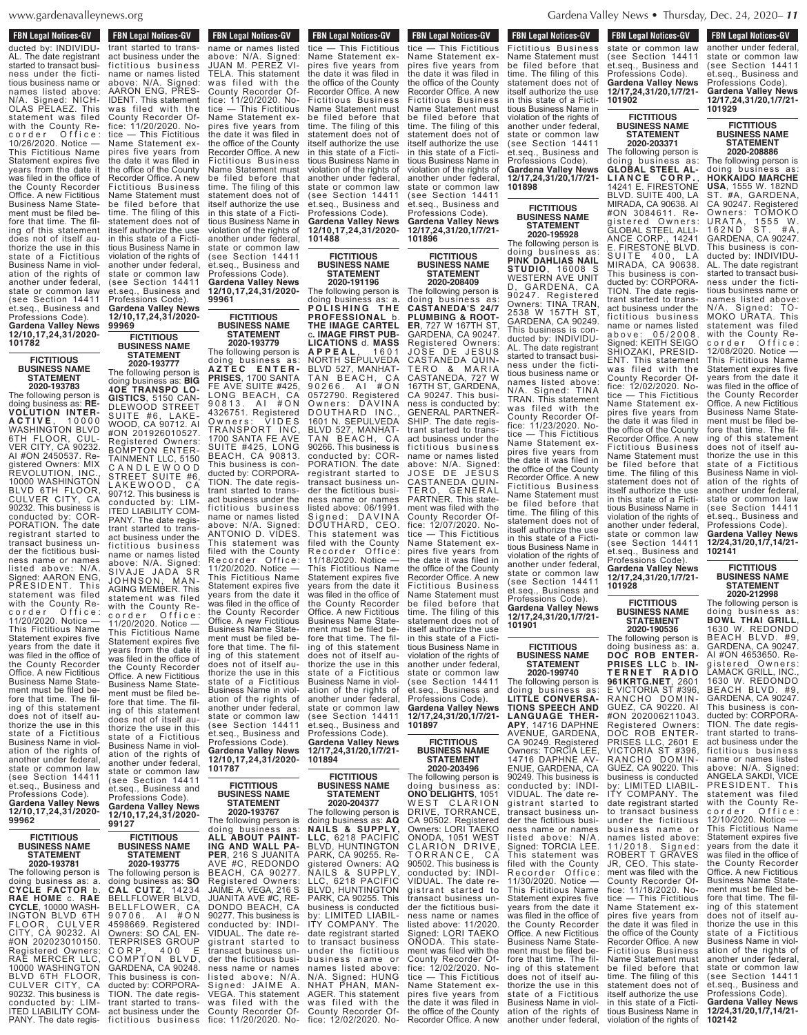ducted by: INDIVIDUAL. The date registrant started to transact business under the fictitious business name or names listed above: N/A. Signed: NICHOLAS PELAEZ. This statement was filed with the County Recorder Office: 10/26/2020. Notice — This Fictitious Name Statement expires five years from the date it was filed in the office of the County Recorder Office. A new Fictitious Business Name Statement must be filed before that time. The filing of this statement does not of itself authorize the use in this state of a Fictitious Business Name in violation of the rights of another under federal, state or common law (see Section 14411 et.seq., Business and Professions Code).
**Gardena Valley News 12/10,17,24,31/2020-101782**

### FICTITIOUS BUSINESS NAME STATEMENT 2020-193783

The following person is doing business as: **REVOLUTION INTERACTIVE**, 10000 WASHINGTON BLVD 6TH FLOOR, CULVER CITY, CA 90232. AI #ON 2450537. Registered Owners: MIX REVOLUTION, INC., 10000 WASHINGTON BLVD 6TH FLOOR, CULVER CITY, CA 90232. This business is conducted by: CORPORATION. The date registrant started to transact business under the fictitious business name or names listed above: N/A. Signed: AARON ENG, PRESIDENT. This statement was filed with the County Recorder Office: 11/20/2020. Notice — This Fictitious Name Statement expires five years from the date it was filed in the office of the County Recorder Office. A new Fictitious Business Name Statement must be filed before that time. The filing of this statement does not of itself authorize the use in this state of a Fictitious Business Name in violation of the rights of another under federal, state or common law (see Section 14411 et.seq., Business and Professions Code).
**Gardena Valley News 12/10,17,24,31/2020-99962**

### FICTITIOUS BUSINESS NAME STATEMENT 2020-193781

The following person is doing business as: a. **CYCLE FACTOR** b. **RAE HOME** c. **RAE CYCLE**, 10000 WASHINGTON BLVD 6TH FLOOR, CULVER CITY, CA 90232. AI #ON 202023010150. Registered Owners: RAE MERCER LLC, 10000 WASHINGTON BLVD 6TH FLOOR, CULVER CITY, CA 90232. This business is conducted by: LIMITED LIABILITY COMPANY. The date registrant started to transact business under the fictitious business name or names listed above: N/A. Signed: AARON ENG, PRESIDENT. This statement was filed with the County Recorder Office: 11/20/2020. Notice — This Fictitious Name Statement expires five years from the date it was filed in the office of the County Recorder Office. A new Fictitious Business Name Statement must be filed before that time. The filing of this statement does not of itself authorize the use in this state of a Fictitious Business Name in violation of the rights of another under federal, state or common law (see Section 14411 et.seq., Business and Professions Code).
**Gardena Valley News 12/10,17,24,31/2020-99969**

### FICTITIOUS BUSINESS NAME STATEMENT 2020-193777

The following person is doing business as: **BIG 4OE TRANSPO LOGISTICS**, 5150 CANDLEWOOD STREET SUITE #6, LAKEWOOD, CA 90712. AI #ON 201926010527. Registered Owners: BOMPTON ENTERTAINMENT LLC, 5150 CANDLEWOOD STREET SUITE #6, LAKEWOOD, CA 90712. This business is conducted by: LIMITED LIABILITY COMPANY. The date registrant started to transact business under the fictitious business name or names listed above: N/A. Signed: SIVAJE JADA SR JOHNSON, MANAGING MEMBER. This statement was filed with the County Recorder Office: 11/20/2020. Notice — This Fictitious Name Statement expires five years from the date it was filed in the office of the County Recorder Office. A new Fictitious Business Name Statement must be filed before that time. The filing of this statement does not of itself authorize the use in this state of a Fictitious Business Name in violation of the rights of another under federal, state or common law (see Section 14411 et.seq., Business and Professions Code).
**Gardena Valley News 12/10,17,24,31/2020-99127**

### FICTITIOUS BUSINESS NAME STATEMENT 2020-193775

The following person is doing business as: **SO CAL CUTZ**, 14234 BELLFLOWER BLVD, BELLFLOWER, CA 90706. AI #ON 4598669. Registered Owners: SO CAL ENTERPRISES GROUP CORP, 400 E COMPTON BLVD, GARDENA, CA 90248. This business is conducted by: CORPORATION. The date registrant started to transact business under the fictitious business name or names listed above: N/A. Signed: JUAN M. PEREZ VITELA. This statement was filed with the County Recorder Office: 11/20/2020. Notice — This Fictitious Name Statement expires five years from the date it was filed in the office of the County Recorder Office. A new Fictitious Business Name Statement must be filed before that time. The filing of this statement does not of itself authorize the use in this state of a Fictitious Business Name in violation of the rights of another under federal, state or common law (see Section 14411 et.seq., Business and Professions Code).
**Gardena Valley News 12/10,17,24,31/2020-99961**

### FICTITIOUS BUSINESS NAME STATEMENT 2020-193779

The following person is doing business as: **AZTEC ENTERPRISES**, 1700 SANTA FE AVE SUITE #425, LONG BEACH, CA 90813. AI #ON 4326751. Registered Owners: VIDES TRANSPORT INC, 1700 SANTA FE AVE SUITE #425, LONG BEACH, CA 90813. This business is conducted by: CORPORATION. The date registrant started to transact business under the fictitious business name or names listed above: N/A. Signed: ANTONIO D. VIDES. This statement was filed with the County Recorder Office: 11/20/2020. Notice — This Fictitious Name Statement expires five years from the date it was filed in the office of the County Recorder Office. A new Fictitious Business Name Statement must be filed before that time. The filing of this statement does not of itself authorize the use in this state of a Fictitious Business Name in violation of the rights of another under federal, state or common law (see Section 14411 et.seq., Business and Professions Code).
**Gardena Valley News 12/10,17,24,31/2020-101787**

### FICTITIOUS BUSINESS NAME STATEMENT 2020-193767

The following person is doing business as: **ALL ABOUT PAINTING AND WALL PAPER**, 216 S JUANITA AVE #C, REDONDO BEACH, CA 90277. Registered Owners: JAIME A. VEGA, 216 S JUANITA AVE #C, REDONDO BEACH, CA 90277. This business is conducted by: INDIVIDUAL. The date registrant started to transact business under the fictitious business name or names listed above: N/A. Signed: JAIME A. VEGA. This statement was filed with the County Recorder Office: 11/20/2020. Notice — This Fictitious Name Statement expires five years from the date it was filed in the office of the County Recorder Office. A new Fictitious Business Name Statement must be filed before that time. The filing of this statement does not of itself authorize the use in this state of a Fictitious Business Name in violation of the rights of another under federal, state or common law (see Section 14411 et.seq., Business and Professions Code).
**Gardena Valley News 12/10,17,24,31/2020-101488**

### FICTITIOUS BUSINESS NAME STATEMENT 2020-191196

The following person is doing business as: a. **POLISHING THE PROFESSIONAL** b. **THE IMAGE CARTEL** c. **IMAGE FIRST PUBLICATIONS** d. **MASS APPEAL**, 1601 NORTH SEPULVEDA BLVD 527, MANHATTAN BEACH, CA 90266. AI #ON 0572790. Registered Owners: DAVINA DOUTHARD INC., 1601 N. SEPULVEDA BLVD 527, MANHATTAN BEACH, CA 90266. This business is conducted by: CORPORATION. The date registrant started to transact business under the fictitious business name or names listed above: 06/1991. Signed: DAVINA DOUTHARD, CEO. This statement was filed with the County Recorder Office: 11/18/2020. Notice — This Fictitious Name Statement expires five years from the date it was filed in the office of the County Recorder Office. A new Fictitious Business Name Statement must be filed before that time. The filing of this statement does not of itself authorize the use in this state of a Fictitious Business Name in violation of the rights of another under federal, state or common law (see Section 14411 et.seq., Business and Professions Code).
**Gardena Valley News 12/17,24,31/20,1/7/21-101894**

### FICTITIOUS BUSINESS NAME STATEMENT 2020-204377

The following person is doing business as: **AQ NAILS & SUPPLY, LLC**, 6218 PACIFIC BLVD, HUNTINGTON PARK, CA 90255. Registered Owners: AQ NAILS & SUPPLY, LLC, 6218 PACIFIC BLVD, HUNTINGTON PARK, CA 90255. This business is conducted by: LIMITED LIABILITY COMPANY. The date registrant started to transact business under the fictitious business name or names listed above: N/A. Signed: HUNG NHAT PHAN, MANAGER. This statement was filed with the County Recorder Office: 12/02/2020. Notice — This Fictitious Name Statement expires five years from the date it was filed in the office of the County Recorder Office. A new Fictitious Business Name Statement must be filed before that time. The filing of this statement does not of itself authorize the use in this state of a Fictitious Business Name in violation of the rights of another under federal, state or common law (see Section 14411 et.seq., Business and Professions Code).
**Gardena Valley News 12/17,24,31/20,1/7/21-101896**

### FICTITIOUS BUSINESS NAME STATEMENT 2020-208409

The following person is doing business as: **CASTANEDA'S 24/7 PLUMBING & ROOTER**, 727 W 167TH ST, GARDENA, CA 90247. Registered Owners: JOSE DE JESUS CASTANEDA QUINTERO & MARIA CASTANEDA, 727 W 167TH ST, GARDENA, CA 90247. This business is conducted by: GENERAL PARTNERSHIP. The date registrant started to transact business under the fictitious business name or names listed above: N/A. Signed: JOSE DE JESUS CASTANEDA QUINTERO, GENERAL PARTNER. This statement was filed with the County Recorder Office: 12/07/2020. Notice — This Fictitious Name Statement expires five years from the date it was filed in the office of the County Recorder Office. A new Fictitious Business Name Statement must be filed before that time. The filing of this statement does not of itself authorize the use in this state of a Fictitious Business Name in violation of the rights of another under federal, state or common law (see Section 14411 et.seq., Business and Professions Code).
**Gardena Valley News 12/17,24,31/20,1/7/21-101897**

### FICTITIOUS BUSINESS NAME STATEMENT 2020-203496

The following person is doing business as: **ONO DELIGHTS**, 1051 WEST CLARION DRIVE, TORRANCE, CA 90502. Registered Owners: LORI TAEKO ONODA, 1051 WEST CLARION DRIVE, TORRANCE, CA 90502. This business is conducted by: INDIVIDUAL. The date registrant started to transact business under the fictitious business name or names listed above: 11/2020. Signed: LORI TAEKO ONODA. This statement was filed with the County Recorder Office: 12/02/2020. Notice — This Fictitious Name Statement expires five years from the date it was filed in the office of the County Recorder Office. A new Fictitious Business Name Statement must be filed before that time. The filing of this statement does not of itself authorize the use in this state of a Fictitious Business Name in violation of the rights of another under federal, state or common law (see Section 14411 et.seq., Business and Professions Code).
**Gardena Valley News 12/17,24,31/20,1/7/21-101898**

### FICTITIOUS BUSINESS NAME STATEMENT 2020-195928

The following person is doing business as: **PINK DAHLIAS NAIL STUDIO**, 16008 S WESTERN AVE UNIT D, GARDENA, CA 90247. Registered Owners: TINA TRAN, 2538 W 157TH ST, GARDENA, CA 90249. This business is conducted by: INDIVIDUAL. The date registrant started to transact business under the fictitious business name or names listed above: N/A. Signed: TINA TRAN. This statement was filed with the County Recorder Office: 11/23/2020. Notice — This Fictitious Name Statement expires five years from the date it was filed in the office of the County Recorder Office. A new Fictitious Business Name Statement must be filed before that time. The filing of this statement does not of itself authorize the use in this state of a Fictitious Business Name in violation of the rights of another under federal, state or common law (see Section 14411 et.seq., Business and Professions Code).
**Gardena Valley News 12/17,24,31/20,1/7/21-101901**

### FICTITIOUS BUSINESS NAME STATEMENT 2020-199740

The following person is doing business as: **LITTLE CONVERSATIONS SPEECH AND LANGUAGE THERAPY**, 14716 DAPHNE AVENUE, GARDENA, CA 90249. Registered Owners: TORCIA LEE, 14716 DAPHNE AVENUE, GARDENA, CA 90249. This business is conducted by: INDIVIDUAL. The date registrant started to transact business under the fictitious business name or names listed above: N/A. Signed: TORCIA LEE. This statement was filed with the County Recorder Office: 11/30/2020. Notice — This Fictitious Name Statement expires five years from the date it was filed in the office of the County Recorder Office. A new Fictitious Business Name Statement must be filed before that time. The filing of this statement does not of itself authorize the use in this state of a Fictitious Business Name in violation of the rights of another under federal, state or common law (see Section 14411 et.seq., Business and Professions Code).
**Gardena Valley News 12/17,24,31/20,1/7/21-101902**

### FICTITIOUS BUSINESS NAME STATEMENT 2020-203371

The following person is doing business as: **GLOBAL STEEL ALLIANCE CORP.**, 14241 E. FIRESTONE BLVD. SUITE 400, LA MIRADA, CA 90638. AI #ON 3084611. Registered Owners: GLOBAL STEEL ALLIANCE CORP., 14241 E. FIRESTONE BLVD. SUITE 400, LA MIRADA, CA 90638. This business is conducted by: CORPORATION. The date registrant started to transact business under the fictitious business name or names listed above: 05/2008. Signed: KEITH SEIGO SHIOZAKI, PRESIDENT. This statement was filed with the County Recorder Office: 12/02/2020. Notice — This Fictitious Name Statement expires five years from the date it was filed in the office of the County Recorder Office. A new Fictitious Business Name Statement must be filed before that time. The filing of this statement does not of itself authorize the use in this state of a Fictitious Business Name in violation of the rights of another under federal, state or common law (see Section 14411 et.seq., Business and Professions Code).
**Gardena Valley News 12/17,24,31/20,1/7/21-101928**

### FICTITIOUS BUSINESS NAME STATEMENT 2020-190536

The following person is doing business as: a. **DOC ROB ENTERPRISES LLC** b. **INTERNET RADIO 961KRTG.NET**, 2601 E VICTORIA ST #396, RANCHO DOMINGUEZ, CA 90220. AI #ON 202006211043. Registered Owners: DOC ROB ENTERPRISES LLC, 2601 E VICTORIA ST #396, RANCHO DOMINGUEZ, CA 90220. This business is conducted by: LIMITED LIABILITY COMPANY. The date registrant started to transact business under the fictitious business name or names listed above: 11/2018. Signed: ROBERT T GRAVES JR, CEO. This statement was filed with the County Recorder Office: 11/18/2020. Notice — This Fictitious Name Statement expires five years from the date it was filed in the office of the County Recorder Office. A new Fictitious Business Name Statement must be filed before that time. The filing of this statement does not of itself authorize the use in this state of a Fictitious Business Name in violation of the rights of another under federal, state or common law (see Section 14411 et.seq., Business and Professions Code).
**Gardena Valley News 12/17,24,31/20,1/7/21-101929**

### FICTITIOUS BUSINESS NAME STATEMENT 2020-208886

The following person is doing business as: **HOKKAIDO MARCHE USA**, 1555 W. 182ND ST. #A, GARDENA, CA 90247. Registered Owners: TOMOKO URATA, 1555 W. 162ND ST. #A, GARDENA, CA 90247. This business is conducted by: INDIVIDUAL. The date registrant started to transact business under the fictitious business name or names listed above: N/A. Signed: TOMOKO URATA. This statement was filed with the County Recorder Office: 12/08/2020. Notice — This Fictitious Name Statement expires five years from the date it was filed in the office of the County Recorder Office. A new Fictitious Business Name Statement must be filed before that time. The filing of this statement does not of itself authorize the use in this state of a Fictitious Business Name in violation of the rights of another under federal, state or common law (see Section 14411 et.seq., Business and Professions Code).
**Gardena Valley News 12/24,31/20,1/7,14/21-102141**

### FICTITIOUS BUSINESS NAME STATEMENT 2020-212998

The following person is doing business as: **BOWL THAI GRILL**, 1630 W. REDONDO BEACH BLVD. #9, GARDENA, CA 90247. AI #ON 4653650. Registered Owners: LAMACK GRILL, INC., 1630 W. REDONDO BEACH BLVD. #9, GARDENA, CA 90247. This business is conducted by: CORPORATION. The date registrant started to transact business under the fictitious business name or names listed above: N/A. Signed: ANGELA SAKDI, VICE PRESIDENT. This statement was filed with the County Recorder Office: 12/10/2020. Notice — This Fictitious Name Statement expires five years from the date it was filed in the office of the County Recorder Office. A new Fictitious Business Name Statement must be filed before that time. The filing of this statement does not of itself authorize the use in this state of a Fictitious Business Name in violation of the rights of another under federal, state or common law (see Section 14411 et.seq., Business and Professions Code).
**Gardena Valley News 12/24,31/20,1/7,14/21-102142**